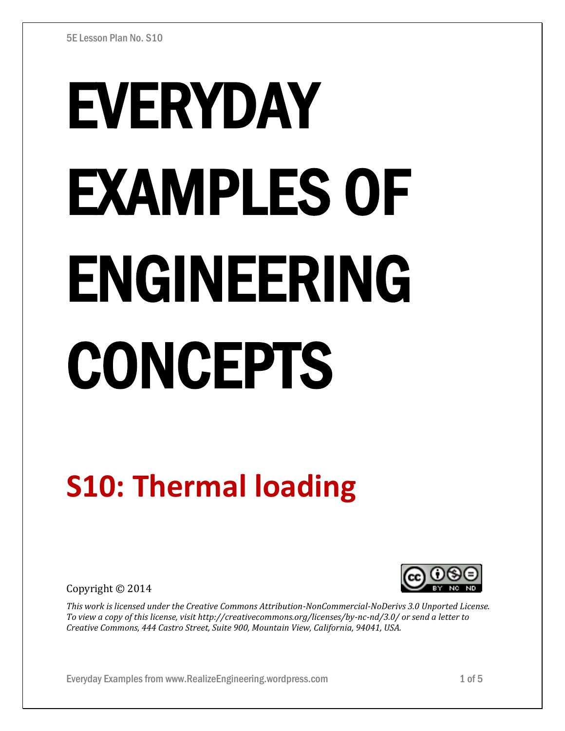# EVERYDAY EXAMPLES OF ENGINEERING CONCEPTS

## S10: Thermal loading

Copyright © 2014

*This work is licensed under the Creative Commons Attribution-NonCommercial-NoDerivs 3.0 Unported License. To view a copy of this license, visit http://creativecommons.org/licenses/by-nc-nd/3.0/ or send a letter to Creative Commons, 444 Castro Street, Suite 900, Mountain View, California, 94041, USA.*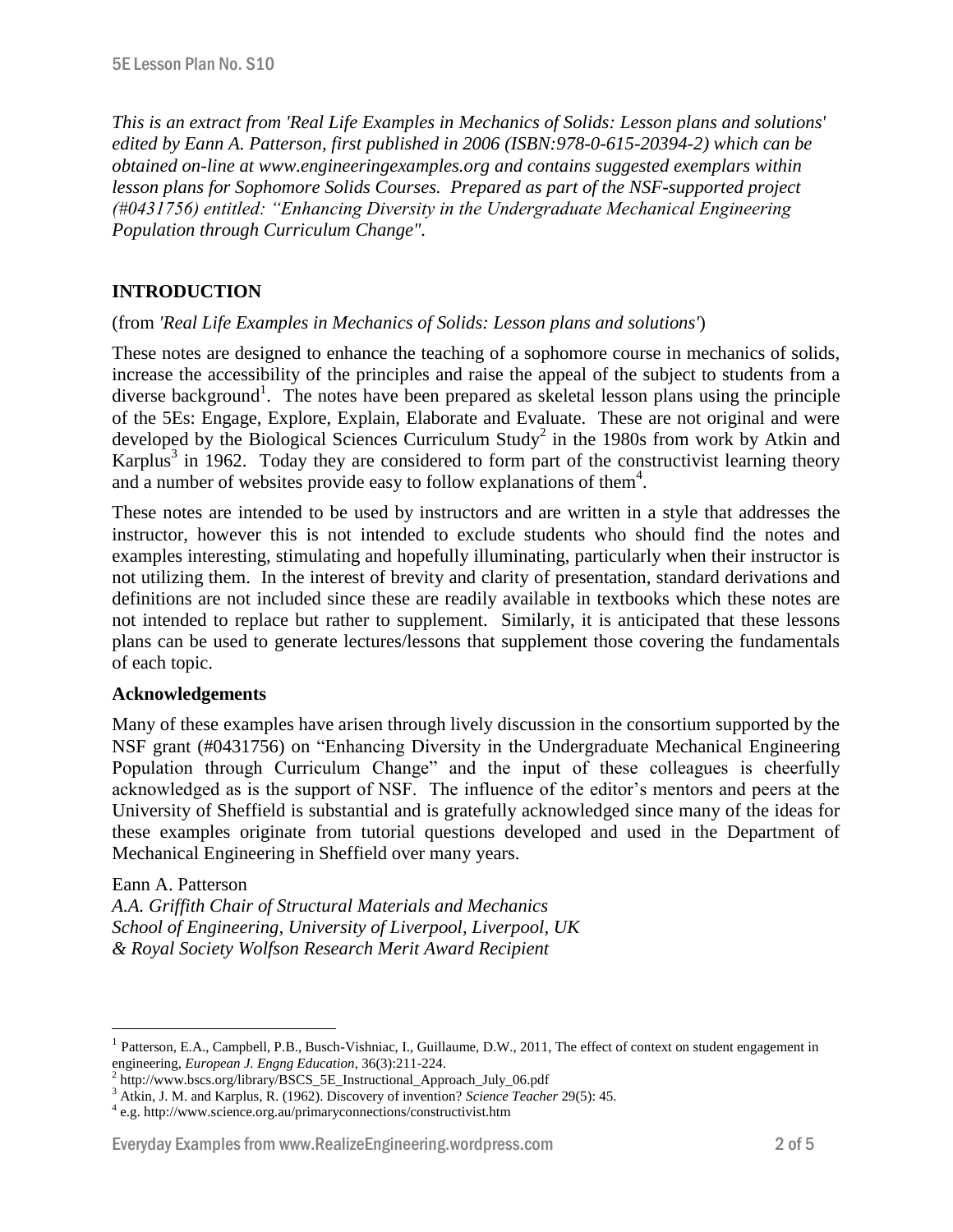*This is an extract from 'Real Life Examples in Mechanics of Solids: Lesson plans and solutions' edited by Eann A. Patterson, first published in 2006 (ISBN:978-0-615-20394-2) which can be obtained on-line at www.engineeringexamples.org and contains suggested exemplars within lesson plans for Sophomore Solids Courses. Prepared as part of the NSF-supported project (#0431756) entitled: "Enhancing Diversity in the Undergraduate Mechanical Engineering Population through Curriculum Change".*

## INTRODUCTION

(from *'Real Life Examples in Mechanics of Solids: Lesson plans and solutions'*)

These notes are designed to enhance the teaching of a sophomore course in mechanics of solids, increase the accessibility of the principles and raise the appeal of the subject to students from a diverse background[1]. The notes have been prepared as skeletal lesson plans using the principle of the 5Es: Engage, Explore, Explain, Elaborate and Evaluate. These are not original and were developed by the Biological Sciences Curriculum Study[2] in the 1980s from work by Atkin and Karplus[3] in 1962. Today they are considered to form part of the constructivist learning theory and a number of websites provide easy to follow explanations of them[4].

These notes are intended to be used by instructors and are written in a style that addresses the instructor, however this is not intended to exclude students who should find the notes and examples interesting, stimulating and hopefully illuminating, particularly when their instructor is not utilizing them. In the interest of brevity and clarity of presentation, standard derivations and definitions are not included since these are readily available in textbooks which these notes are not intended to replace but rather to supplement. Similarly, it is anticipated that these lessons plans can be used to generate lectures/lessons that supplement those covering the fundamentals of each topic.

### Acknowledgements

Many of these examples have arisen through lively discussion in the consortium supported by the NSF grant (#0431756) on "Enhancing Diversity in the Undergraduate Mechanical Engineering Population through Curriculum Change" and the input of these colleagues is cheerfully acknowledged as is the support of NSF. The influence of the editor's mentors and peers at the University of Sheffield is substantial and is gratefully acknowledged since many of the ideas for these examples originate from tutorial questions developed and used in the Department of Mechanical Engineering in Sheffield over many years.

Eann A. Patterson
*A.A. Griffith Chair of Structural Materials and Mechanics*
*School of Engineering, University of Liverpool, Liverpool, UK*
*& Royal Society Wolfson Research Merit Award Recipient*

---

[1] Patterson, E.A., Campbell, P.B., Busch-Vishniac, I., Guillaume, D.W., 2011, The effect of context on student engagement in engineering, *European J. Engng Education*, 36(3):211-224.

[2] http://www.bscs.org/library/BSCS_5E_Instructional_Approach_July_06.pdf

[3] Atkin, J. M. and Karplus, R. (1962). Discovery of invention? *Science Teacher* 29(5): 45.

[4] e.g. http://www.science.org.au/primaryconnections/constructivist.htm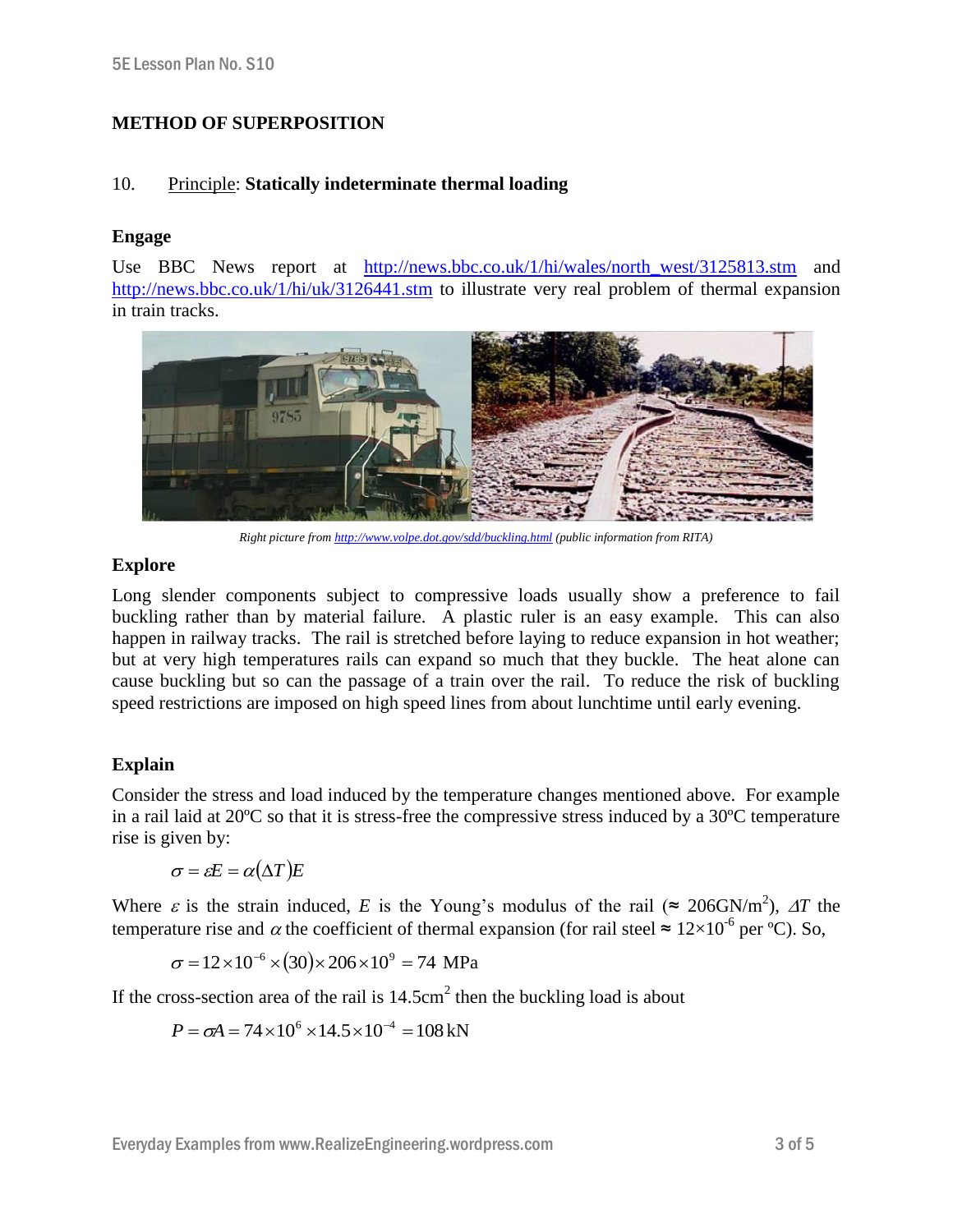## METHOD OF SUPERPOSITION

### 10. Principle: **Statically indeterminate thermal loading**

### Engage

Use BBC News report at http://news.bbc.co.uk/1/hi/wales/north_west/3125813.stm and http://news.bbc.co.uk/1/hi/uk/3126441.stm to illustrate very real problem of thermal expansion in train tracks.

*Right picture from http://www.volpe.dot.gov/sdd/buckling.html (public information from RITA)*

### Explore

Long slender components subject to compressive loads usually show a preference to fail buckling rather than by material failure. A plastic ruler is an easy example. This can also happen in railway tracks. The rail is stretched before laying to reduce expansion in hot weather; but at very high temperatures rails can expand so much that they buckle. The heat alone can cause buckling but so can the passage of a train over the rail. To reduce the risk of buckling speed restrictions are imposed on high speed lines from about lunchtime until early evening.

### Explain

Consider the stress and load induced by the temperature changes mentioned above. For example in a rail laid at 20ºC so that it is stress-free the compressive stress induced by a 30ºC temperature rise is given by:

$$\sigma = \varepsilon E = \alpha(\Delta T)E$$

Where $\varepsilon$ is the strain induced, $E$ is the Young's modulus of the rail (≈ 206GN/m$^2$), $\Delta T$ the temperature rise and $\alpha$ the coefficient of thermal expansion (for rail steel ≈ $12\times10^{-6}$ per ºC). So,

$$\sigma = 12\times10^{-6}\times(30)\times206\times10^{9} = 74 \text{ MPa}$$

If the cross-section area of the rail is 14.5cm$^2$ then the buckling load is about

$$P = \sigma A = 74\times10^{6}\times14.5\times10^{-4} = 108\,\text{kN}$$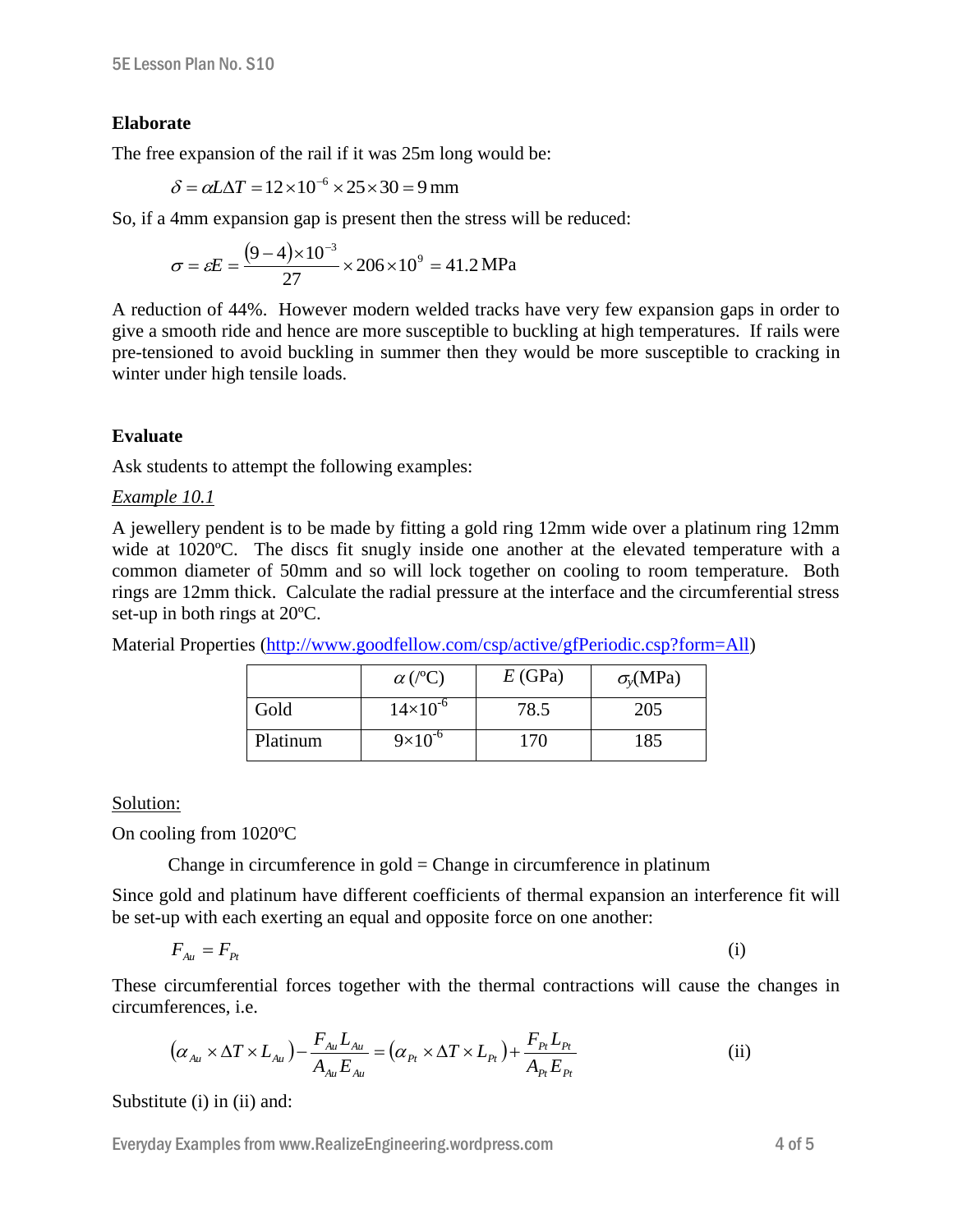### Elaborate

The free expansion of the rail if it was 25m long would be:

$$\delta = \alpha L \Delta T = 12\times10^{-6}\times25\times30 = 9\,\text{mm}$$

So, if a 4mm expansion gap is present then the stress will be reduced:

$$\sigma = \varepsilon E = \frac{(9-4)\times10^{-3}}{27}\times206\times10^{9} = 41.2\,\text{MPa}$$

A reduction of 44%. However modern welded tracks have very few expansion gaps in order to give a smooth ride and hence are more susceptible to buckling at high temperatures. If rails were pre-tensioned to avoid buckling in summer then they would be more susceptible to cracking in winter under high tensile loads.

### Evaluate

Ask students to attempt the following examples:

*Example 10.1*

A jewellery pendent is to be made by fitting a gold ring 12mm wide over a platinum ring 12mm wide at 1020ºC. The discs fit snugly inside one another at the elevated temperature with a common diameter of 50mm and so will lock together on cooling to room temperature. Both rings are 12mm thick. Calculate the radial pressure at the interface and the circumferential stress set-up in both rings at 20ºC.

Material Properties (http://www.goodfellow.com/csp/active/gfPeriodic.csp?form=All)

| | $\alpha$ (/ºC) | $E$ (GPa) | $\sigma_y$(MPa) |
|---|---|---|---|
| Gold | $14\times10^{-6}$ | 78.5 | 205 |
| Platinum | $9\times10^{-6}$ | 170 | 185 |

Solution:

On cooling from 1020ºC

Change in circumference in gold = Change in circumference in platinum

Since gold and platinum have different coefficients of thermal expansion an interference fit will be set-up with each exerting an equal and opposite force on one another:

$$F_{Au} = F_{Pt} \tag{i}$$

These circumferential forces together with the thermal contractions will cause the changes in circumferences, i.e.

$$(\alpha_{Au}\times\Delta T\times L_{Au}) - \frac{F_{Au}L_{Au}}{A_{Au}E_{Au}} = (\alpha_{Pt}\times\Delta T\times L_{Pt}) + \frac{F_{Pt}L_{Pt}}{A_{Pt}E_{Pt}} \tag{ii}$$

Substitute (i) in (ii) and: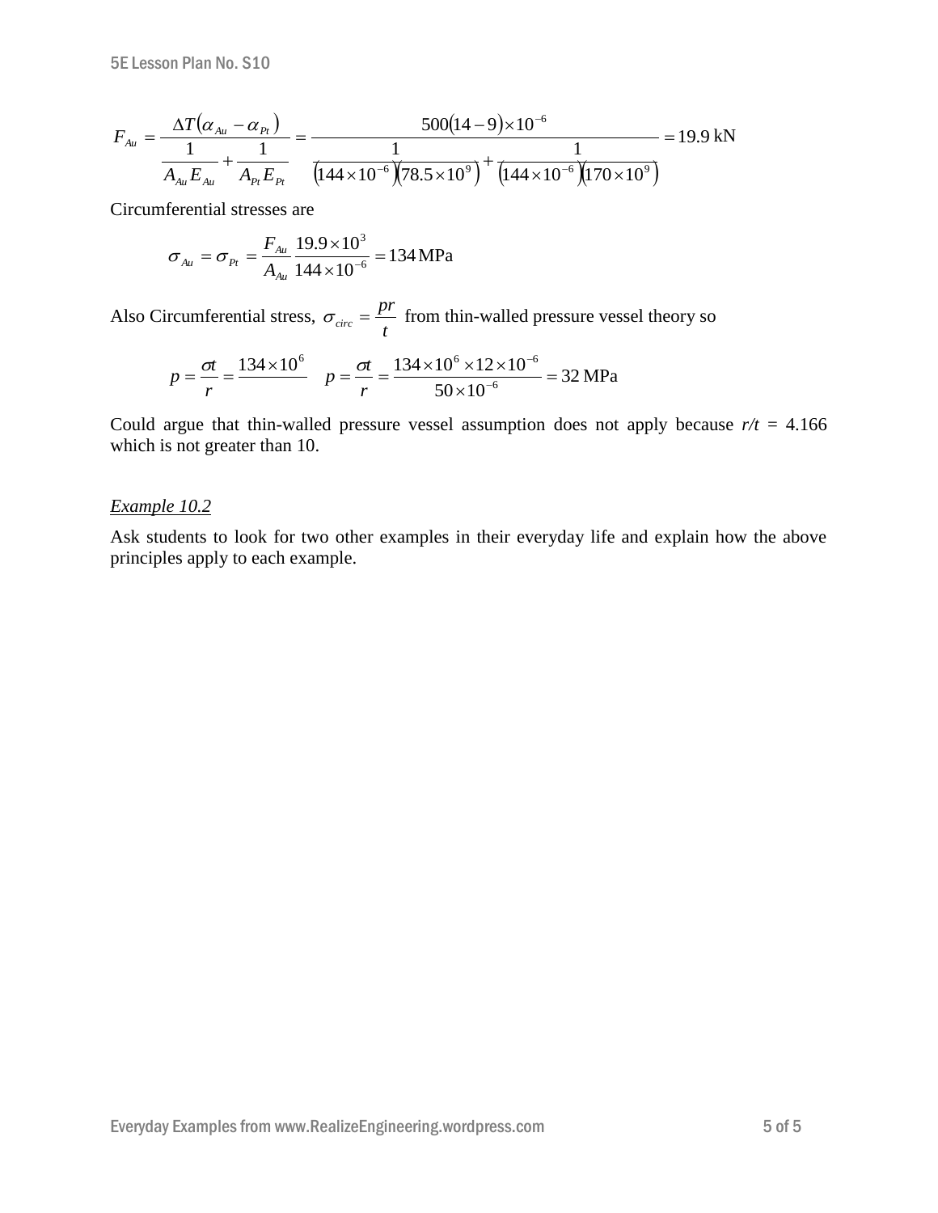$$F_{Au} = \frac{\Delta T\left(\alpha_{Au} - \alpha_{Pt}\right)}{\dfrac{1}{A_{Au}E_{Au}} + \dfrac{1}{A_{Pt}E_{Pt}}} = \frac{500\left(14-9\right)\times 10^{-6}}{\dfrac{1}{\left(144\times 10^{-6}\right)\left(78.5\times 10^{9}\right)} + \dfrac{1}{\left(144\times 10^{-6}\right)\left(170\times 10^{9}\right)}} = 19.9\,\text{kN}$$

Circumferential stresses are

$$\sigma_{Au} = \sigma_{Pt} = \frac{F_{Au}}{A_{Au}}\frac{19.9\times 10^{3}}{144\times 10^{-6}} = 134\,\text{MPa}$$

Also Circumferential stress, $\sigma_{circ} = \dfrac{pr}{t}$ from thin-walled pressure vessel theory so

$$p = \frac{\sigma t}{r} = \frac{134\times 10^{6}}{} \quad p = \frac{\sigma t}{r} = \frac{134\times 10^{6}\times 12\times 10^{-6}}{50\times 10^{-6}} = 32\,\text{MPa}$$

Could argue that thin-walled pressure vessel assumption does not apply because $r/t$ = 4.166 which is not greater than 10.

*Example 10.2*

Ask students to look for two other examples in their everyday life and explain how the above principles apply to each example.